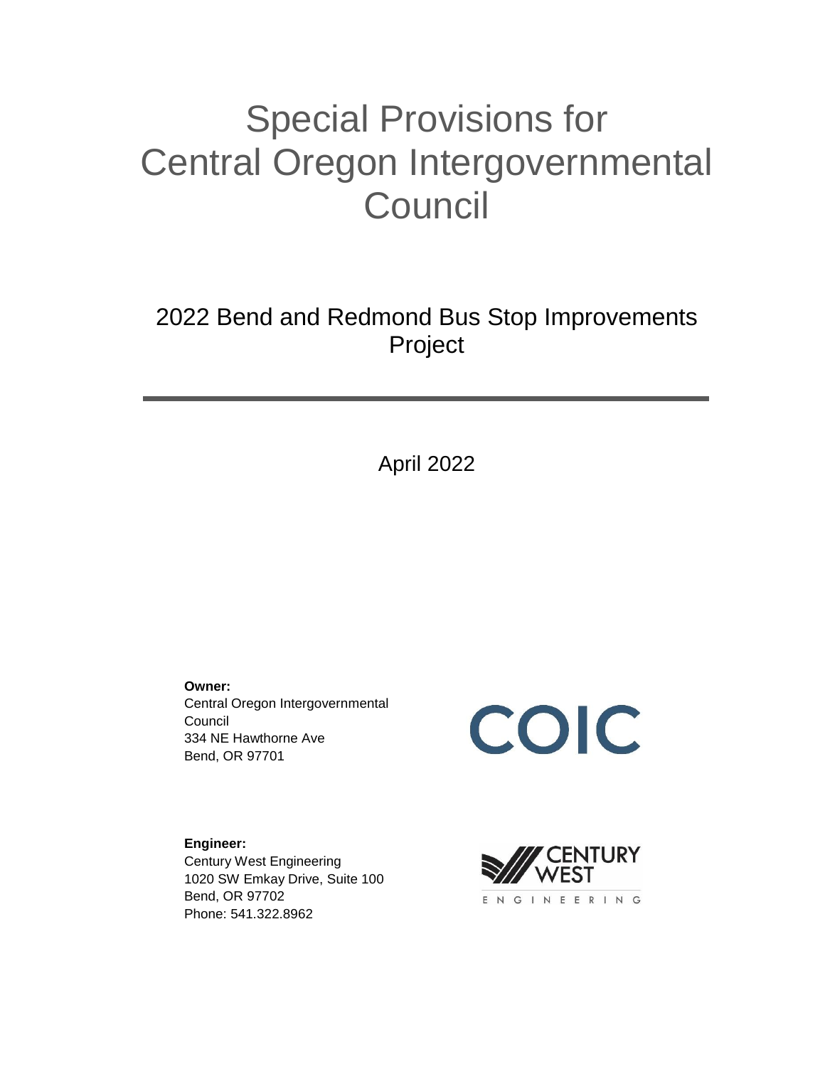# Special Provisions for Central Oregon Intergovernmental Council

## 2022 Bend and Redmond Bus Stop Improvements Project

April 2022

**Owner:**
Central Oregon Intergovernmental Council
334 NE Hawthorne Ave
Bend, OR 97701

COIC

**Engineer:**
Century West Engineering
1020 SW Emkay Drive, Suite 100
Bend, OR 97702
Phone: 541.322.8962

CENTURY WEST ENGINEERING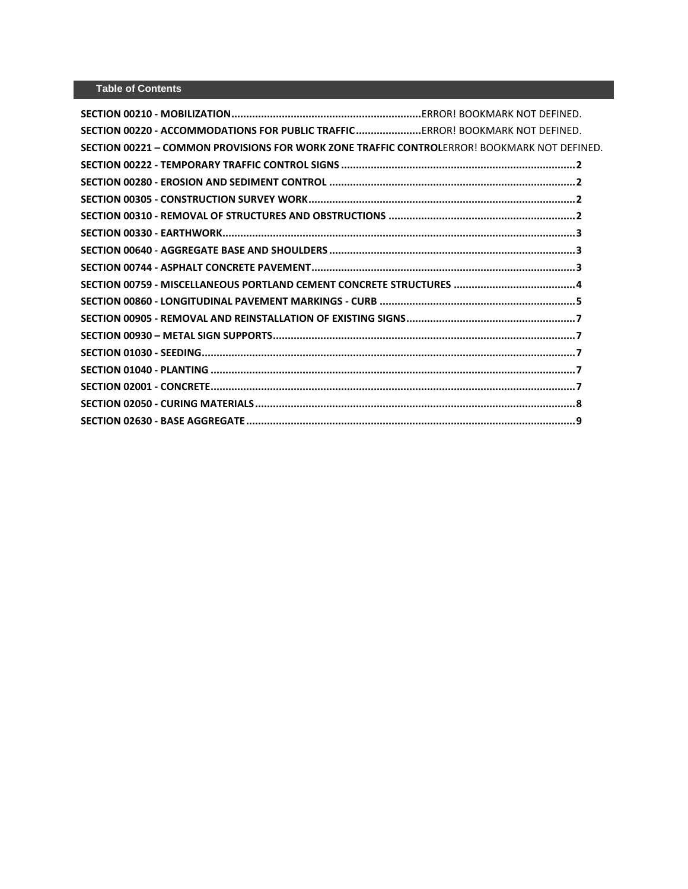## Table of Contents

**SECTION 00210 - MOBILIZATION**................................................................ERROR! BOOKMARK NOT DEFINED.

**SECTION 00220 - ACCOMMODATIONS FOR PUBLIC TRAFFIC**......................ERROR! BOOKMARK NOT DEFINED.

**SECTION 00221 – COMMON PROVISIONS FOR WORK ZONE TRAFFIC CONTROL**ERROR! BOOKMARK NOT DEFINED.

**SECTION 00222 - TEMPORARY TRAFFIC CONTROL SIGNS**..............................................................................**2**

**SECTION 00280 - EROSION AND SEDIMENT CONTROL**..................................................................................**2**

**SECTION 00305 - CONSTRUCTION SURVEY WORK**.........................................................................................**2**

**SECTION 00310 - REMOVAL OF STRUCTURES AND OBSTRUCTIONS**..............................................................**2**

**SECTION 00330 - EARTHWORK**.......................................................................................................................**3**

**SECTION 00640 - AGGREGATE BASE AND SHOULDERS**..................................................................................**3**

**SECTION 00744 - ASPHALT CONCRETE PAVEMENT**........................................................................................**3**

**SECTION 00759 - MISCELLANEOUS PORTLAND CEMENT CONCRETE STRUCTURES**.........................................**4**

**SECTION 00860 - LONGITUDINAL PAVEMENT MARKINGS - CURB**..................................................................**5**

**SECTION 00905 - REMOVAL AND REINSTALLATION OF EXISTING SIGNS**.........................................................**7**

**SECTION 00930 – METAL SIGN SUPPORTS**.......................................................................................................**7**

**SECTION 01030 - SEEDING**..............................................................................................................................**7**

**SECTION 01040 - PLANTING**............................................................................................................................**7**

**SECTION 02001 - CONCRETE**............................................................................................................................**7**

**SECTION 02050 - CURING MATERIALS**............................................................................................................**8**

**SECTION 02630 - BASE AGGREGATE**...............................................................................................................**9**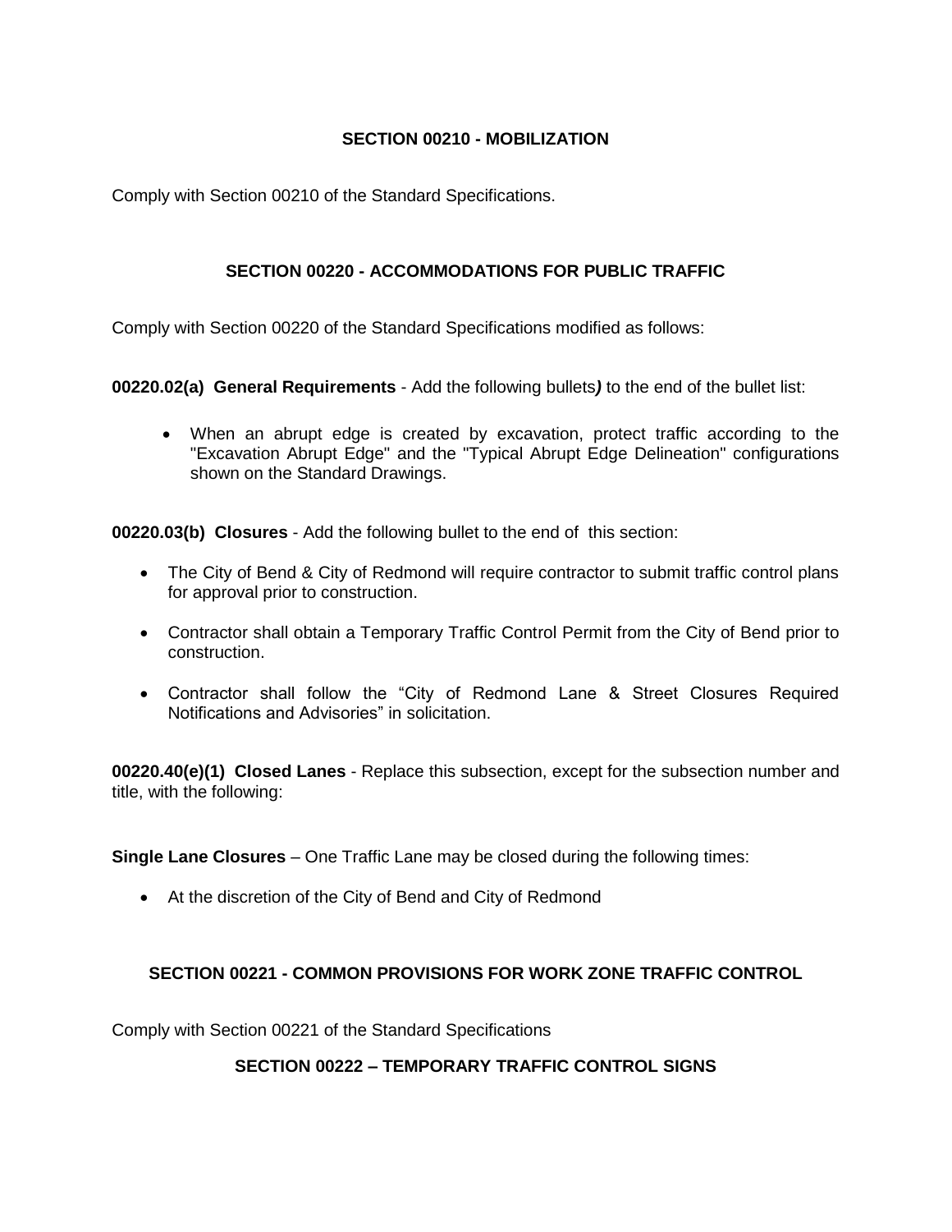## SECTION 00210 - MOBILIZATION

Comply with Section 00210 of the Standard Specifications.

## SECTION 00220 - ACCOMMODATIONS FOR PUBLIC TRAFFIC

Comply with Section 00220 of the Standard Specifications modified as follows:

**00220.02(a) General Requirements** - Add the following bullets***)*** to the end of the bullet list:

- When an abrupt edge is created by excavation, protect traffic according to the "Excavation Abrupt Edge" and the "Typical Abrupt Edge Delineation" configurations shown on the Standard Drawings.

**00220.03(b) Closures** - Add the following bullet to the end of this section:

- The City of Bend & City of Redmond will require contractor to submit traffic control plans for approval prior to construction.
- Contractor shall obtain a Temporary Traffic Control Permit from the City of Bend prior to construction.
- Contractor shall follow the "City of Redmond Lane & Street Closures Required Notifications and Advisories" in solicitation.

**00220.40(e)(1) Closed Lanes** - Replace this subsection, except for the subsection number and title, with the following:

**Single Lane Closures** – One Traffic Lane may be closed during the following times:

- At the discretion of the City of Bend and City of Redmond

## SECTION 00221 - COMMON PROVISIONS FOR WORK ZONE TRAFFIC CONTROL

Comply with Section 00221 of the Standard Specifications

## SECTION 00222 – TEMPORARY TRAFFIC CONTROL SIGNS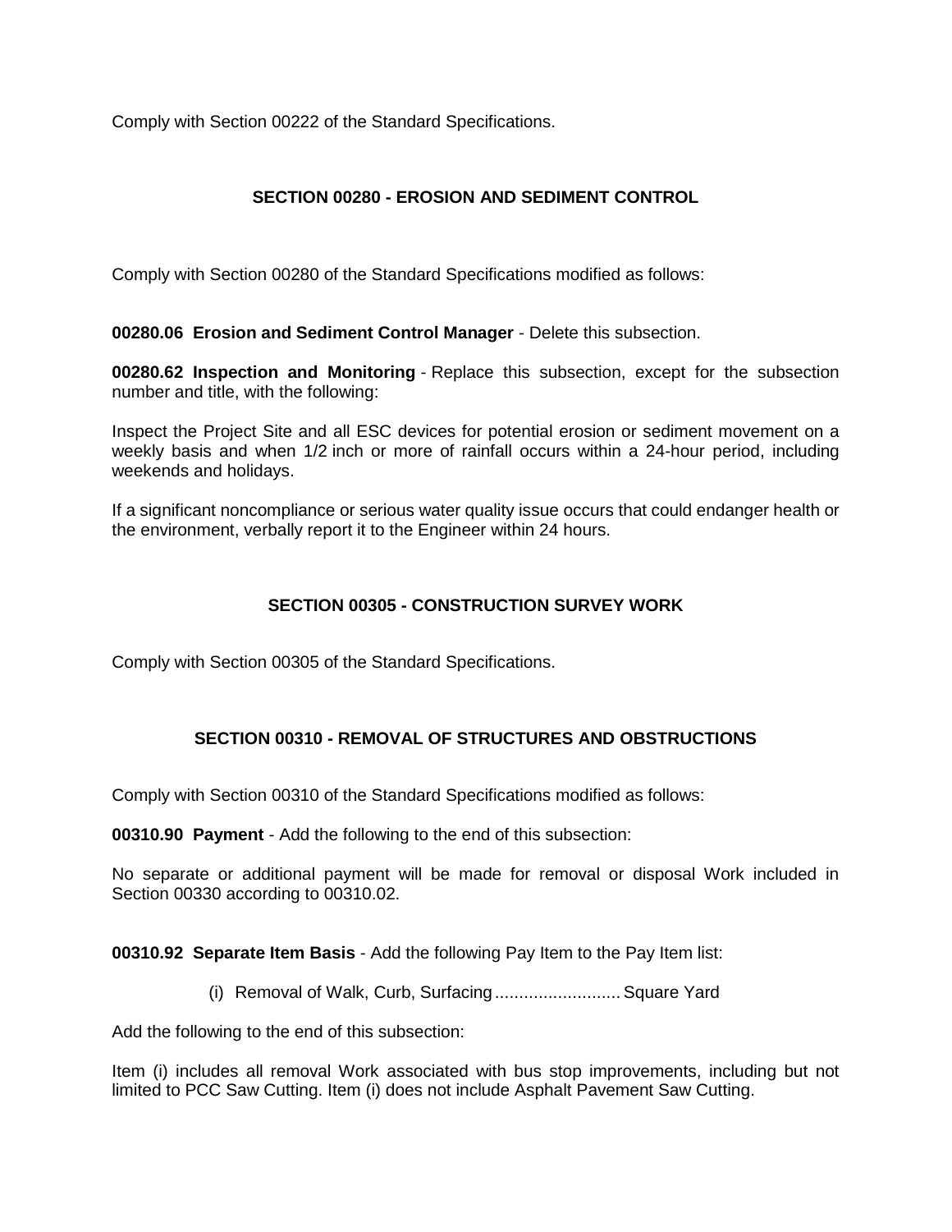Comply with Section 00222 of the Standard Specifications.

## SECTION 00280 - EROSION AND SEDIMENT CONTROL

Comply with Section 00280 of the Standard Specifications modified as follows:

**00280.06 Erosion and Sediment Control Manager** - Delete this subsection.

**00280.62 Inspection and Monitoring** - Replace this subsection, except for the subsection number and title, with the following:

Inspect the Project Site and all ESC devices for potential erosion or sediment movement on a weekly basis and when 1/2 inch or more of rainfall occurs within a 24-hour period, including weekends and holidays.

If a significant noncompliance or serious water quality issue occurs that could endanger health or the environment, verbally report it to the Engineer within 24 hours.

## SECTION 00305 - CONSTRUCTION SURVEY WORK

Comply with Section 00305 of the Standard Specifications.

## SECTION 00310 - REMOVAL OF STRUCTURES AND OBSTRUCTIONS

Comply with Section 00310 of the Standard Specifications modified as follows:

**00310.90 Payment** - Add the following to the end of this subsection:

No separate or additional payment will be made for removal or disposal Work included in Section 00330 according to 00310.02.

**00310.92 Separate Item Basis** - Add the following Pay Item to the Pay Item list:

(i) Removal of Walk, Curb, Surfacing.......................... Square Yard

Add the following to the end of this subsection:

Item (i) includes all removal Work associated with bus stop improvements, including but not limited to PCC Saw Cutting. Item (i) does not include Asphalt Pavement Saw Cutting.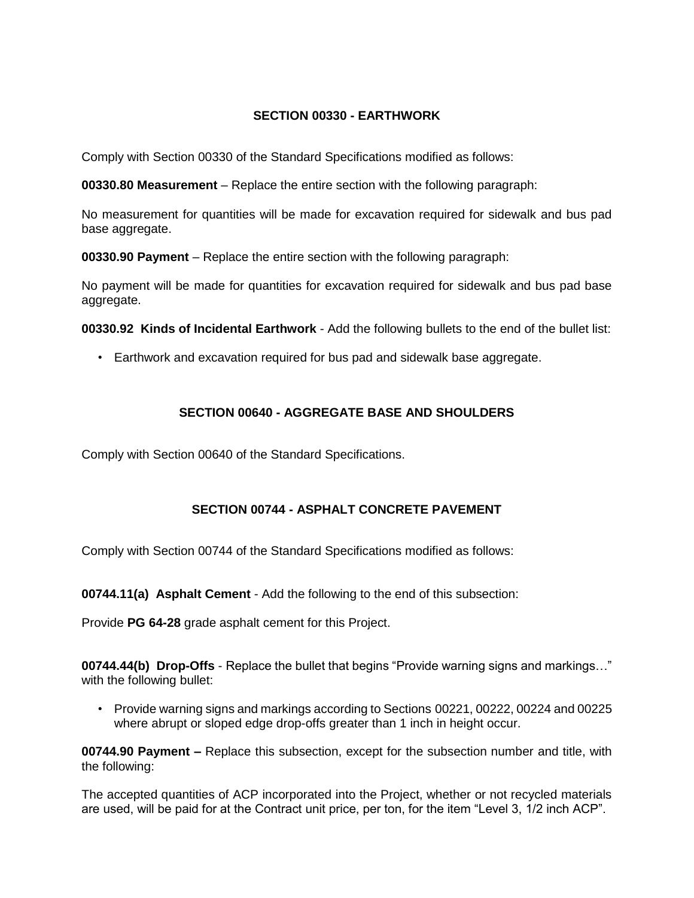## SECTION 00330 - EARTHWORK

Comply with Section 00330 of the Standard Specifications modified as follows:

**00330.80 Measurement** – Replace the entire section with the following paragraph:

No measurement for quantities will be made for excavation required for sidewalk and bus pad base aggregate.

**00330.90 Payment** – Replace the entire section with the following paragraph:

No payment will be made for quantities for excavation required for sidewalk and bus pad base aggregate.

**00330.92 Kinds of Incidental Earthwork** - Add the following bullets to the end of the bullet list:

- Earthwork and excavation required for bus pad and sidewalk base aggregate.

## SECTION 00640 - AGGREGATE BASE AND SHOULDERS

Comply with Section 00640 of the Standard Specifications.

## SECTION 00744 - ASPHALT CONCRETE PAVEMENT

Comply with Section 00744 of the Standard Specifications modified as follows:

**00744.11(a) Asphalt Cement** - Add the following to the end of this subsection:

Provide **PG 64-28** grade asphalt cement for this Project.

**00744.44(b) Drop-Offs** - Replace the bullet that begins "Provide warning signs and markings…" with the following bullet:

- Provide warning signs and markings according to Sections 00221, 00222, 00224 and 00225 where abrupt or sloped edge drop-offs greater than 1 inch in height occur.

**00744.90 Payment –** Replace this subsection, except for the subsection number and title, with the following:

The accepted quantities of ACP incorporated into the Project, whether or not recycled materials are used, will be paid for at the Contract unit price, per ton, for the item "Level 3, 1/2 inch ACP".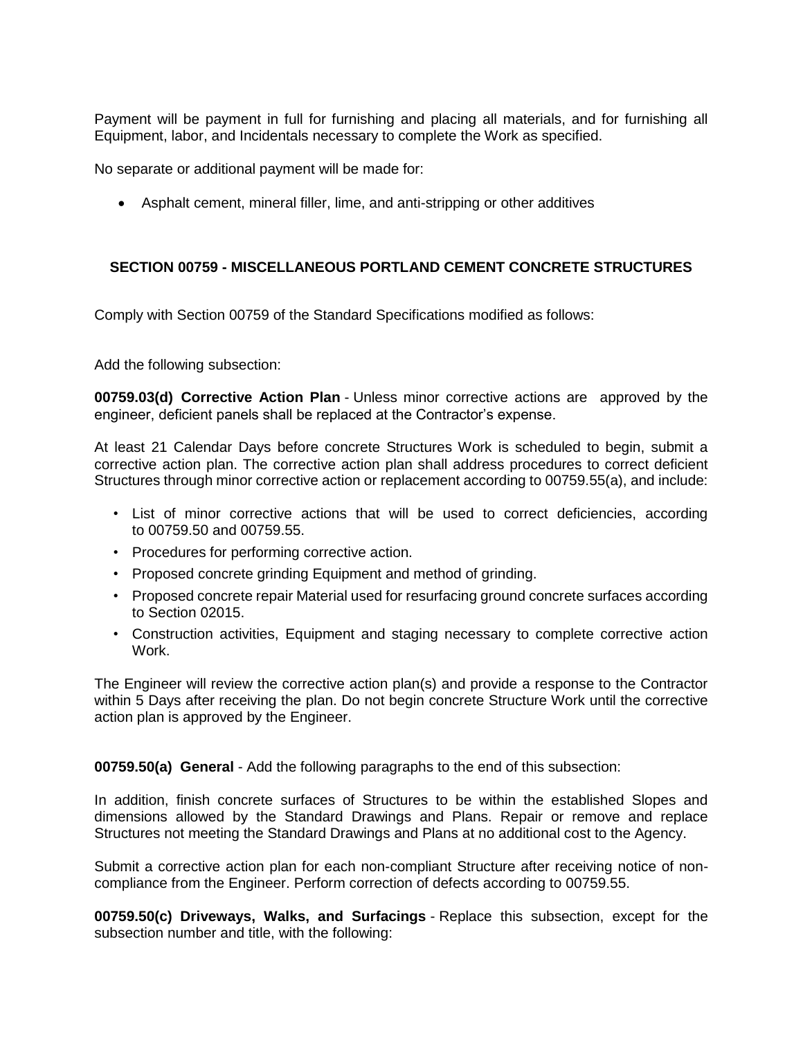Payment will be payment in full for furnishing and placing all materials, and for furnishing all Equipment, labor, and Incidentals necessary to complete the Work as specified.

No separate or additional payment will be made for:

- Asphalt cement, mineral filler, lime, and anti-stripping or other additives

## SECTION 00759 - MISCELLANEOUS PORTLAND CEMENT CONCRETE STRUCTURES

Comply with Section 00759 of the Standard Specifications modified as follows:

Add the following subsection:

**00759.03(d) Corrective Action Plan** - Unless minor corrective actions are approved by the engineer, deficient panels shall be replaced at the Contractor's expense.

At least 21 Calendar Days before concrete Structures Work is scheduled to begin, submit a corrective action plan. The corrective action plan shall address procedures to correct deficient Structures through minor corrective action or replacement according to 00759.55(a), and include:

- List of minor corrective actions that will be used to correct deficiencies, according to 00759.50 and 00759.55.
- Procedures for performing corrective action.
- Proposed concrete grinding Equipment and method of grinding.
- Proposed concrete repair Material used for resurfacing ground concrete surfaces according to Section 02015.
- Construction activities, Equipment and staging necessary to complete corrective action Work.

The Engineer will review the corrective action plan(s) and provide a response to the Contractor within 5 Days after receiving the plan. Do not begin concrete Structure Work until the corrective action plan is approved by the Engineer.

**00759.50(a) General** - Add the following paragraphs to the end of this subsection:

In addition, finish concrete surfaces of Structures to be within the established Slopes and dimensions allowed by the Standard Drawings and Plans. Repair or remove and replace Structures not meeting the Standard Drawings and Plans at no additional cost to the Agency.

Submit a corrective action plan for each non-compliant Structure after receiving notice of non-compliance from the Engineer. Perform correction of defects according to 00759.55.

**00759.50(c) Driveways, Walks, and Surfacings** - Replace this subsection, except for the subsection number and title, with the following: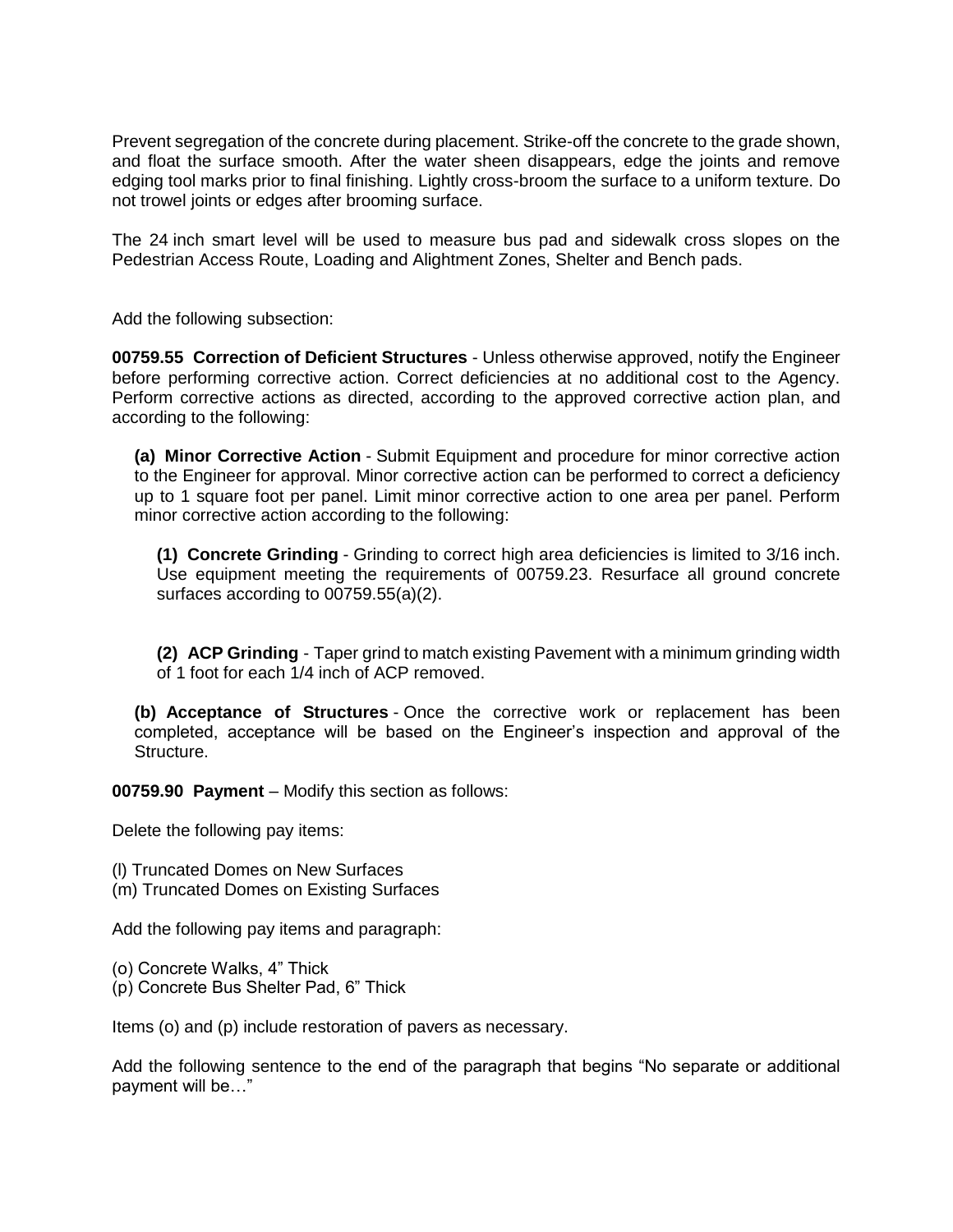Prevent segregation of the concrete during placement. Strike-off the concrete to the grade shown, and float the surface smooth. After the water sheen disappears, edge the joints and remove edging tool marks prior to final finishing. Lightly cross-broom the surface to a uniform texture. Do not trowel joints or edges after brooming surface.

The 24 inch smart level will be used to measure bus pad and sidewalk cross slopes on the Pedestrian Access Route, Loading and Alightment Zones, Shelter and Bench pads.

Add the following subsection:

**00759.55 Correction of Deficient Structures** - Unless otherwise approved, notify the Engineer before performing corrective action. Correct deficiencies at no additional cost to the Agency. Perform corrective actions as directed, according to the approved corrective action plan, and according to the following:

> **(a) Minor Corrective Action** - Submit Equipment and procedure for minor corrective action to the Engineer for approval. Minor corrective action can be performed to correct a deficiency up to 1 square foot per panel. Limit minor corrective action to one area per panel. Perform minor corrective action according to the following:
>
> > **(1) Concrete Grinding** - Grinding to correct high area deficiencies is limited to 3/16 inch. Use equipment meeting the requirements of 00759.23. Resurface all ground concrete surfaces according to 00759.55(a)(2).
> >
> > **(2) ACP Grinding** - Taper grind to match existing Pavement with a minimum grinding width of 1 foot for each 1/4 inch of ACP removed.
>
> **(b) Acceptance of Structures** - Once the corrective work or replacement has been completed, acceptance will be based on the Engineer's inspection and approval of the Structure.

**00759.90 Payment** – Modify this section as follows:

Delete the following pay items:

(l) Truncated Domes on New Surfaces
(m) Truncated Domes on Existing Surfaces

Add the following pay items and paragraph:

(o) Concrete Walks, 4" Thick
(p) Concrete Bus Shelter Pad, 6" Thick

Items (o) and (p) include restoration of pavers as necessary.

Add the following sentence to the end of the paragraph that begins "No separate or additional payment will be…"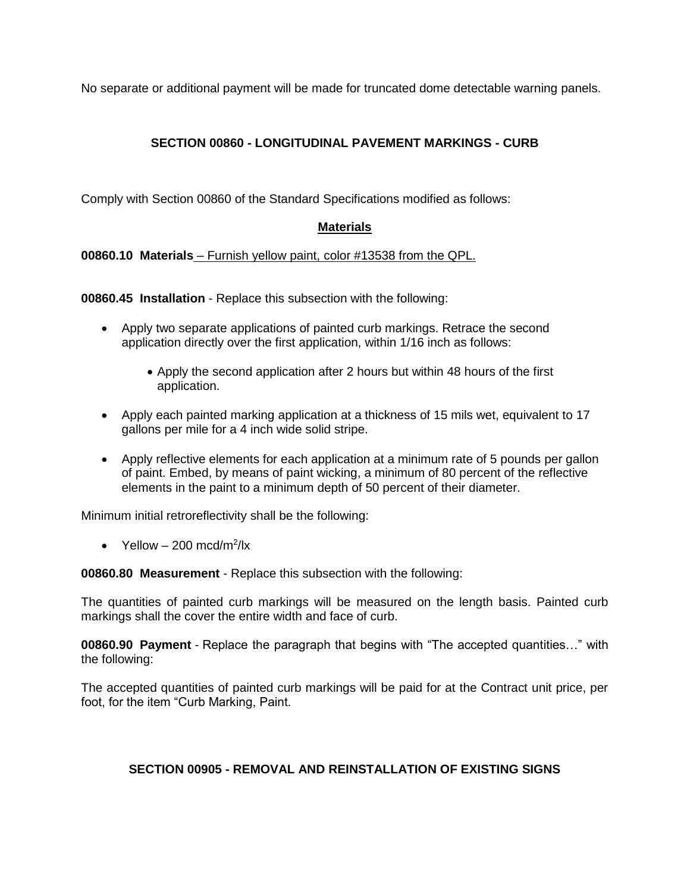No separate or additional payment will be made for truncated dome detectable warning panels.

## SECTION 00860 - LONGITUDINAL PAVEMENT MARKINGS - CURB

Comply with Section 00860 of the Standard Specifications modified as follows:

### Materials

**00860.10 Materials** – Furnish yellow paint, color #13538 from the QPL.

**00860.45 Installation** - Replace this subsection with the following:

- Apply two separate applications of painted curb markings. Retrace the second application directly over the first application, within 1/16 inch as follows:
  - Apply the second application after 2 hours but within 48 hours of the first application.
- Apply each painted marking application at a thickness of 15 mils wet, equivalent to 17 gallons per mile for a 4 inch wide solid stripe.
- Apply reflective elements for each application at a minimum rate of 5 pounds per gallon of paint. Embed, by means of paint wicking, a minimum of 80 percent of the reflective elements in the paint to a minimum depth of 50 percent of their diameter.

Minimum initial retroreflectivity shall be the following:

- Yellow – 200 mcd/$m^2$/lx

**00860.80 Measurement** - Replace this subsection with the following:

The quantities of painted curb markings will be measured on the length basis. Painted curb markings shall the cover the entire width and face of curb.

**00860.90 Payment** - Replace the paragraph that begins with "The accepted quantities…" with the following:

The accepted quantities of painted curb markings will be paid for at the Contract unit price, per foot, for the item "Curb Marking, Paint.

## SECTION 00905 - REMOVAL AND REINSTALLATION OF EXISTING SIGNS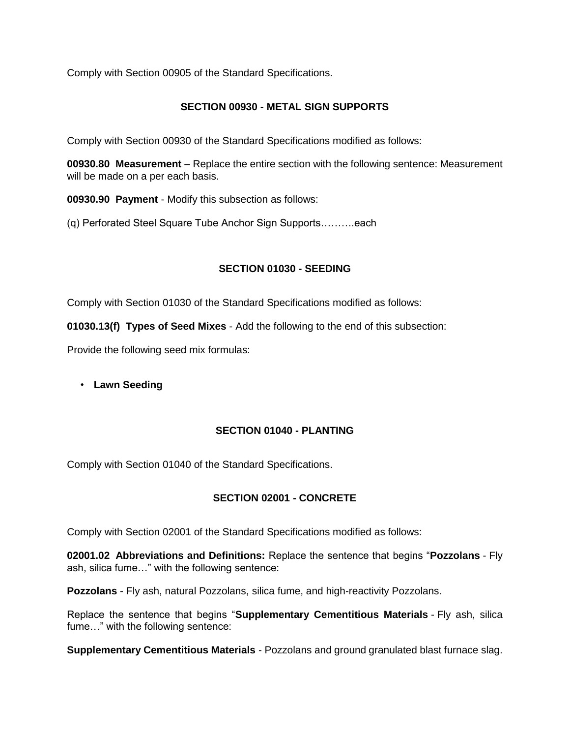Comply with Section 00905 of the Standard Specifications.

## SECTION 00930 - METAL SIGN SUPPORTS

Comply with Section 00930 of the Standard Specifications modified as follows:

**00930.80 Measurement** – Replace the entire section with the following sentence: Measurement will be made on a per each basis.

**00930.90 Payment** - Modify this subsection as follows:

(q) Perforated Steel Square Tube Anchor Sign Supports……….each

## SECTION 01030 - SEEDING

Comply with Section 01030 of the Standard Specifications modified as follows:

**01030.13(f) Types of Seed Mixes** - Add the following to the end of this subsection:

Provide the following seed mix formulas:

- **Lawn Seeding**

## SECTION 01040 - PLANTING

Comply with Section 01040 of the Standard Specifications.

## SECTION 02001 - CONCRETE

Comply with Section 02001 of the Standard Specifications modified as follows:

**02001.02 Abbreviations and Definitions:** Replace the sentence that begins "**Pozzolans** - Fly ash, silica fume…" with the following sentence:

**Pozzolans** - Fly ash, natural Pozzolans, silica fume, and high-reactivity Pozzolans.

Replace the sentence that begins "**Supplementary Cementitious Materials** - Fly ash, silica fume…" with the following sentence:

**Supplementary Cementitious Materials** - Pozzolans and ground granulated blast furnace slag.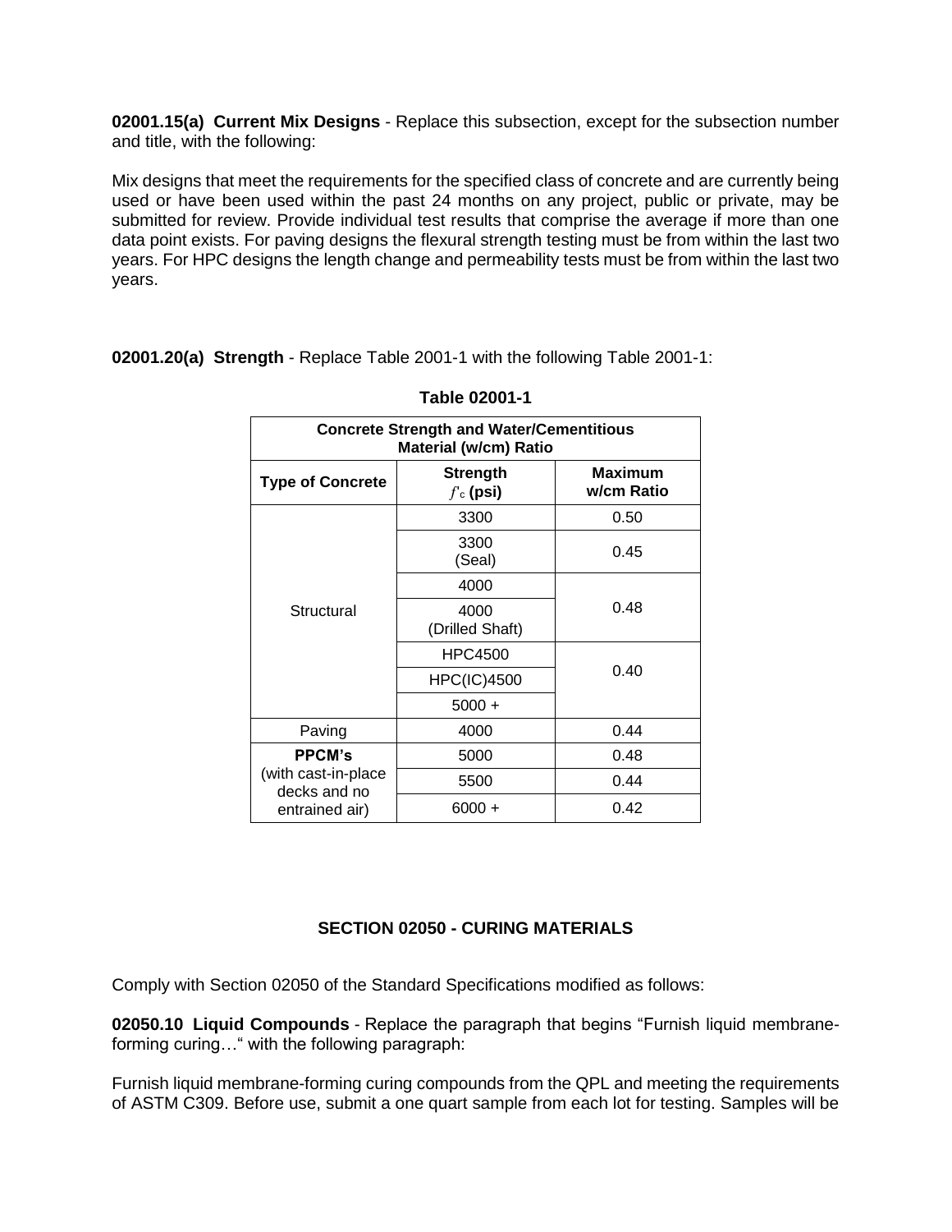**02001.15(a) Current Mix Designs** - Replace this subsection, except for the subsection number and title, with the following:

Mix designs that meet the requirements for the specified class of concrete and are currently being used or have been used within the past 24 months on any project, public or private, may be submitted for review. Provide individual test results that comprise the average if more than one data point exists. For paving designs the flexural strength testing must be from within the last two years. For HPC designs the length change and permeability tests must be from within the last two years.

**02001.20(a) Strength** - Replace Table 2001-1 with the following Table 2001-1:

**Table 02001-1**

| **Concrete Strength and Water/Cementitious Material (w/cm) Ratio** | | |
|---|---|---|
| **Type of Concrete** | **Strength** $f'_c$ **(psi)** | **Maximum w/cm Ratio** |
| Structural | 3300 | 0.50 |
| | 3300 (Seal) | 0.45 |
| | 4000 | 0.48 |
| | 4000 (Drilled Shaft) | |
| | HPC4500 | 0.40 |
| | HPC(IC)4500 | |
| | 5000 + | |
| Paving | 4000 | 0.44 |
| **PPCM's** (with cast-in-place decks and no entrained air) | 5000 | 0.48 |
| | 5500 | 0.44 |
| | 6000 + | 0.42 |

## SECTION 02050 - CURING MATERIALS

Comply with Section 02050 of the Standard Specifications modified as follows:

**02050.10 Liquid Compounds** - Replace the paragraph that begins "Furnish liquid membrane-forming curing…" with the following paragraph:

Furnish liquid membrane-forming curing compounds from the QPL and meeting the requirements of ASTM C309. Before use, submit a one quart sample from each lot for testing. Samples will be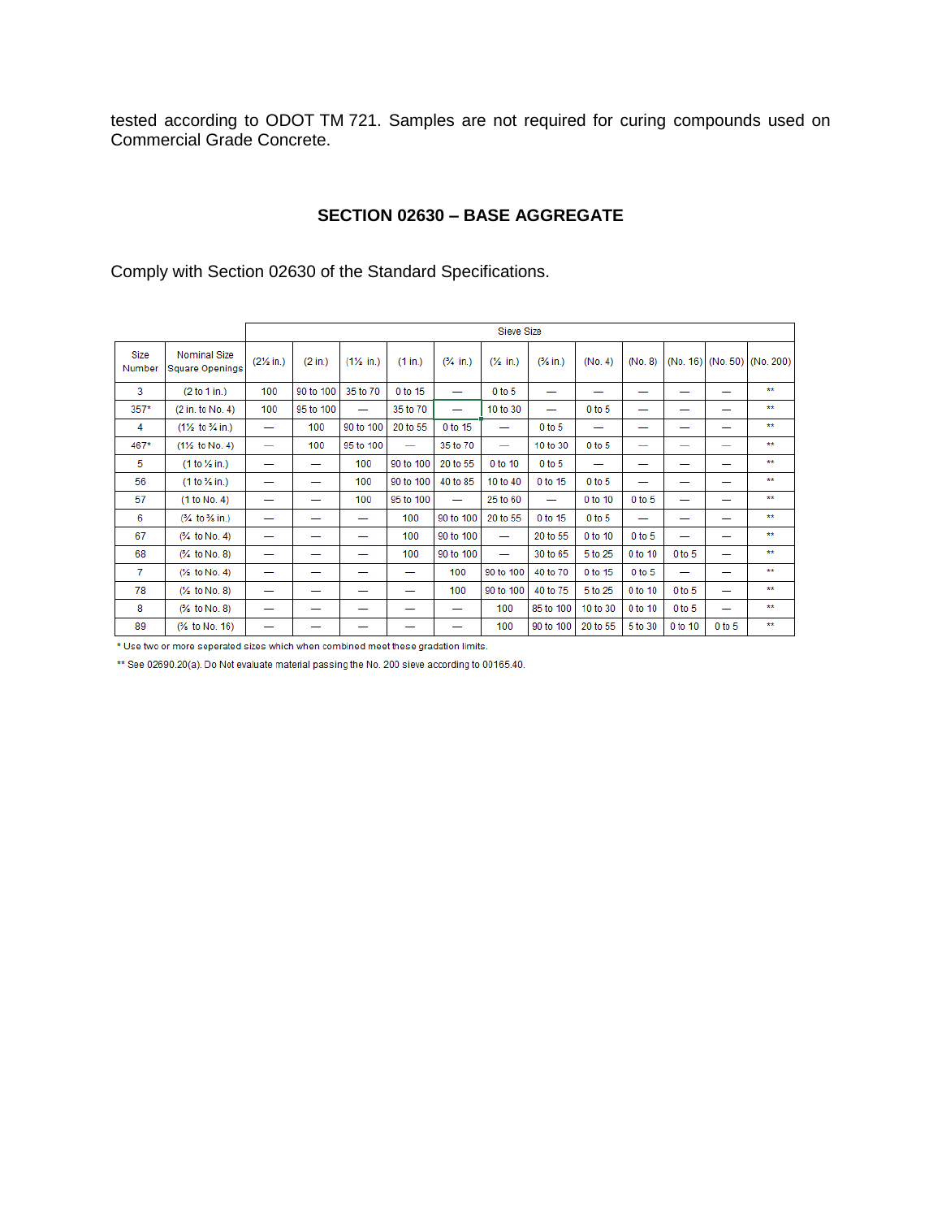tested according to ODOT TM 721. Samples are not required for curing compounds used on Commercial Grade Concrete.

## SECTION 02630 – BASE AGGREGATE

Comply with Section 02630 of the Standard Specifications.

| | | Sieve Size | | | | | | | | | | | |
|---|---|---|---|---|---|---|---|---|---|---|---|---|---|
| Size Number | Nominal Size Square Openings | (2½ in.) | (2 in.) | (1½ in.) | (1 in.) | (¾ in.) | (½ in.) | (⅜ in.) | (No. 4) | (No. 8) | (No. 16) | (No. 50) | (No. 200) |
| 3 | (2 to 1 in.) | 100 | 90 to 100 | 35 to 70 | 0 to 15 | — | 0 to 5 | — | — | — | — | — | ** |
| 357* | (2 in. to No. 4) | 100 | 95 to 100 | — | 35 to 70 | — | 10 to 30 | — | 0 to 5 | — | — | — | ** |
| 4 | (1½ to ¾ in.) | — | 100 | 90 to 100 | 20 to 55 | 0 to 15 | — | 0 to 5 | — | — | — | — | ** |
| 467* | (1½ to No. 4) | — | 100 | 95 to 100 | — | 35 to 70 | — | 10 to 30 | 0 to 5 | — | — | — | ** |
| 5 | (1 to ½ in.) | — | — | 100 | 90 to 100 | 20 to 55 | 0 to 10 | 0 to 5 | — | — | — | — | ** |
| 56 | (1 to ⅜ in.) | — | — | 100 | 90 to 100 | 40 to 85 | 10 to 40 | 0 to 15 | 0 to 5 | — | — | — | ** |
| 57 | (1 to No. 4) | — | — | 100 | 95 to 100 | — | 25 to 60 | — | 0 to 10 | 0 to 5 | — | — | ** |
| 6 | (¾ to ⅜ in.) | — | — | — | 100 | 90 to 100 | 20 to 55 | 0 to 15 | 0 to 5 | — | — | — | ** |
| 67 | (¾ to No. 4) | — | — | — | 100 | 90 to 100 | — | 20 to 55 | 0 to 10 | 0 to 5 | — | — | ** |
| 68 | (¾ to No. 8) | — | — | — | 100 | 90 to 100 | — | 30 to 65 | 5 to 25 | 0 to 10 | 0 to 5 | — | ** |
| 7 | (½ to No. 4) | — | — | — | — | 100 | 90 to 100 | 40 to 70 | 0 to 15 | 0 to 5 | — | — | ** |
| 78 | (½ to No. 8) | — | — | — | — | 100 | 90 to 100 | 40 to 75 | 5 to 25 | 0 to 10 | 0 to 5 | — | ** |
| 8 | (⅜ to No. 8) | — | — | — | — | — | 100 | 85 to 100 | 10 to 30 | 0 to 10 | 0 to 5 | — | ** |
| 89 | (⅜ to No. 16) | — | — | — | — | — | 100 | 90 to 100 | 20 to 55 | 5 to 30 | 0 to 10 | 0 to 5 | ** |

* Use two or more seperated sizes which when combined meet these gradation limits.

** See 02690.20(a). Do Not evaluate material passing the No. 200 sieve according to 00165.40.